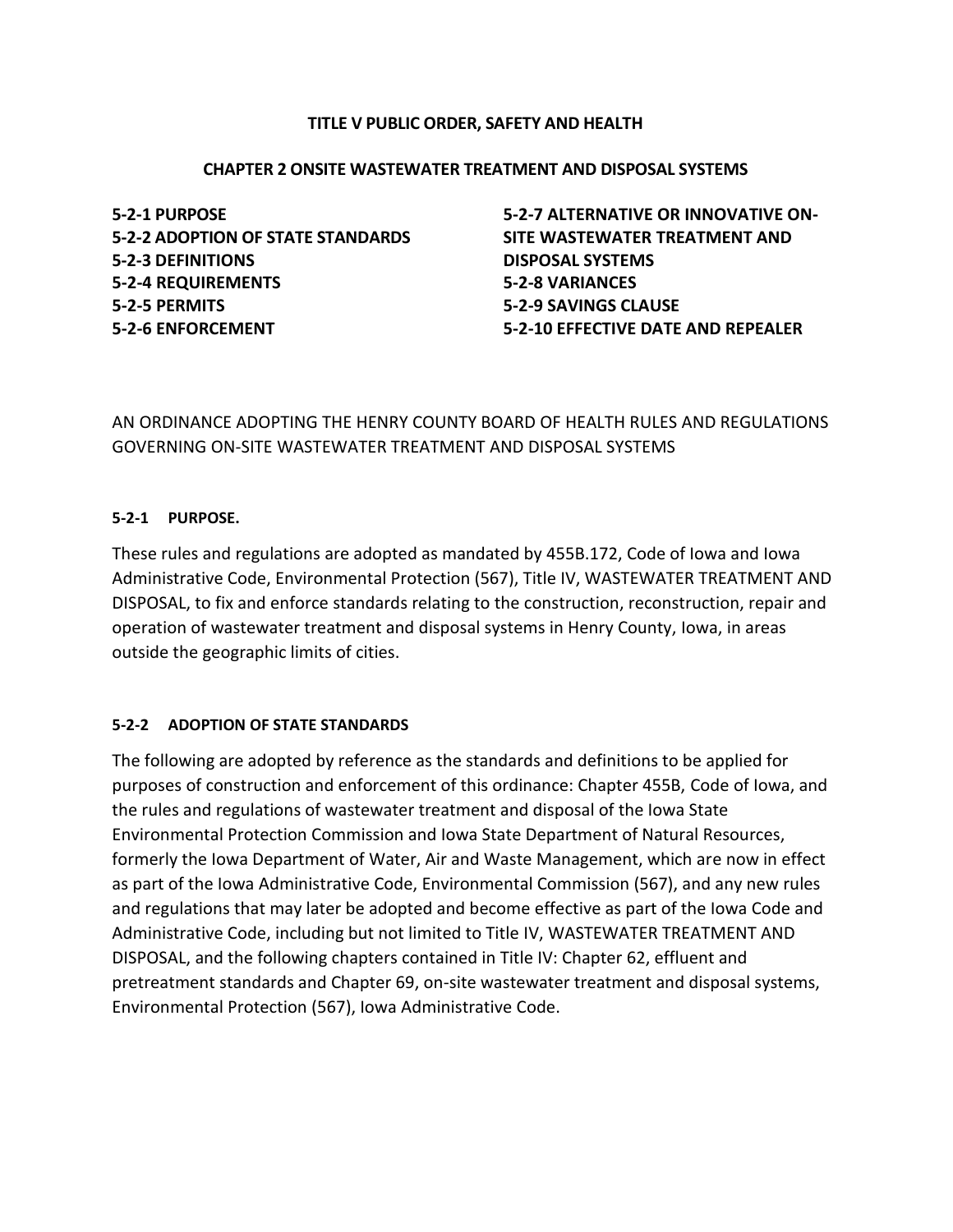# TITLE V PUBLIC ORDER, SAFETY AND HEALTH

## CHAPTER 2 ONSITE WASTEWATER TREATMENT AND DISPOSAL SYSTEMS

**5-2-1 PURPOSE**
**5-2-2 ADOPTION OF STATE STANDARDS**
**5-2-3 DEFINITIONS**
**5-2-4 REQUIREMENTS**
**5-2-5 PERMITS**
**5-2-6 ENFORCEMENT**
**5-2-7 ALTERNATIVE OR INNOVATIVE ON-SITE WASTEWATER TREATMENT AND DISPOSAL SYSTEMS**
**5-2-8 VARIANCES**
**5-2-9 SAVINGS CLAUSE**
**5-2-10 EFFECTIVE DATE AND REPEALER**

AN ORDINANCE ADOPTING THE HENRY COUNTY BOARD OF HEALTH RULES AND REGULATIONS GOVERNING ON-SITE WASTEWATER TREATMENT AND DISPOSAL SYSTEMS

### 5-2-1 PURPOSE.

These rules and regulations are adopted as mandated by 455B.172, Code of Iowa and Iowa Administrative Code, Environmental Protection (567), Title IV, WASTEWATER TREATMENT AND DISPOSAL, to fix and enforce standards relating to the construction, reconstruction, repair and operation of wastewater treatment and disposal systems in Henry County, Iowa, in areas outside the geographic limits of cities.

### 5-2-2 ADOPTION OF STATE STANDARDS

The following are adopted by reference as the standards and definitions to be applied for purposes of construction and enforcement of this ordinance: Chapter 455B, Code of Iowa, and the rules and regulations of wastewater treatment and disposal of the Iowa State Environmental Protection Commission and Iowa State Department of Natural Resources, formerly the Iowa Department of Water, Air and Waste Management, which are now in effect as part of the Iowa Administrative Code, Environmental Commission (567), and any new rules and regulations that may later be adopted and become effective as part of the Iowa Code and Administrative Code, including but not limited to Title IV, WASTEWATER TREATMENT AND DISPOSAL, and the following chapters contained in Title IV: Chapter 62, effluent and pretreatment standards and Chapter 69, on-site wastewater treatment and disposal systems, Environmental Protection (567), Iowa Administrative Code.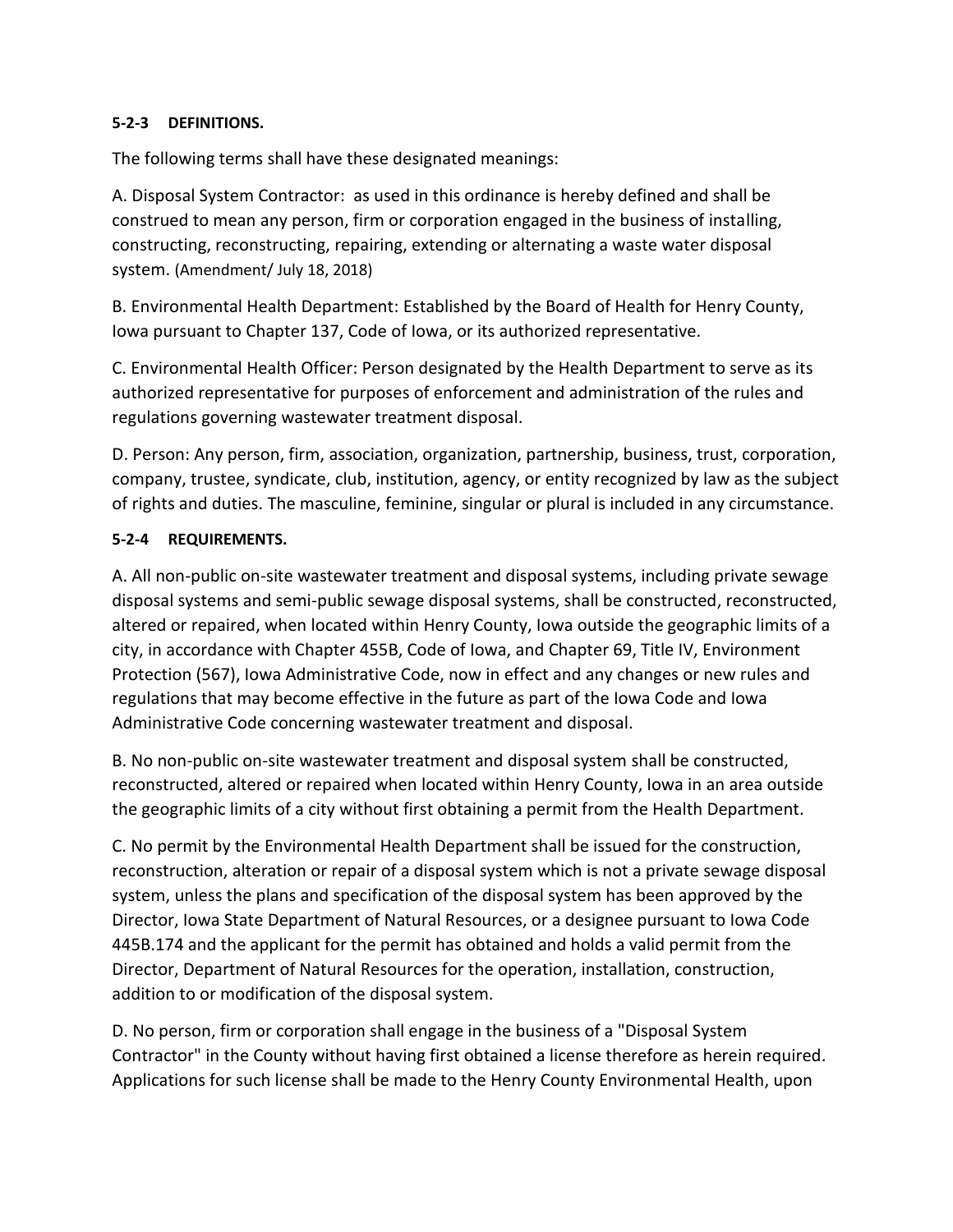**5-2-3 DEFINITIONS.**

The following terms shall have these designated meanings:

A. Disposal System Contractor: as used in this ordinance is hereby defined and shall be construed to mean any person, firm or corporation engaged in the business of installing, constructing, reconstructing, repairing, extending or alternating a waste water disposal system. (Amendment/ July 18, 2018)

B. Environmental Health Department: Established by the Board of Health for Henry County, Iowa pursuant to Chapter 137, Code of Iowa, or its authorized representative.

C. Environmental Health Officer: Person designated by the Health Department to serve as its authorized representative for purposes of enforcement and administration of the rules and regulations governing wastewater treatment disposal.

D. Person: Any person, firm, association, organization, partnership, business, trust, corporation, company, trustee, syndicate, club, institution, agency, or entity recognized by law as the subject of rights and duties. The masculine, feminine, singular or plural is included in any circumstance.

**5-2-4 REQUIREMENTS.**

A. All non-public on-site wastewater treatment and disposal systems, including private sewage disposal systems and semi-public sewage disposal systems, shall be constructed, reconstructed, altered or repaired, when located within Henry County, Iowa outside the geographic limits of a city, in accordance with Chapter 455B, Code of Iowa, and Chapter 69, Title IV, Environment Protection (567), Iowa Administrative Code, now in effect and any changes or new rules and regulations that may become effective in the future as part of the Iowa Code and Iowa Administrative Code concerning wastewater treatment and disposal.

B. No non-public on-site wastewater treatment and disposal system shall be constructed, reconstructed, altered or repaired when located within Henry County, Iowa in an area outside the geographic limits of a city without first obtaining a permit from the Health Department.

C. No permit by the Environmental Health Department shall be issued for the construction, reconstruction, alteration or repair of a disposal system which is not a private sewage disposal system, unless the plans and specification of the disposal system has been approved by the Director, Iowa State Department of Natural Resources, or a designee pursuant to Iowa Code 445B.174 and the applicant for the permit has obtained and holds a valid permit from the Director, Department of Natural Resources for the operation, installation, construction, addition to or modification of the disposal system.

D. No person, firm or corporation shall engage in the business of a "Disposal System Contractor" in the County without having first obtained a license therefore as herein required. Applications for such license shall be made to the Henry County Environmental Health, upon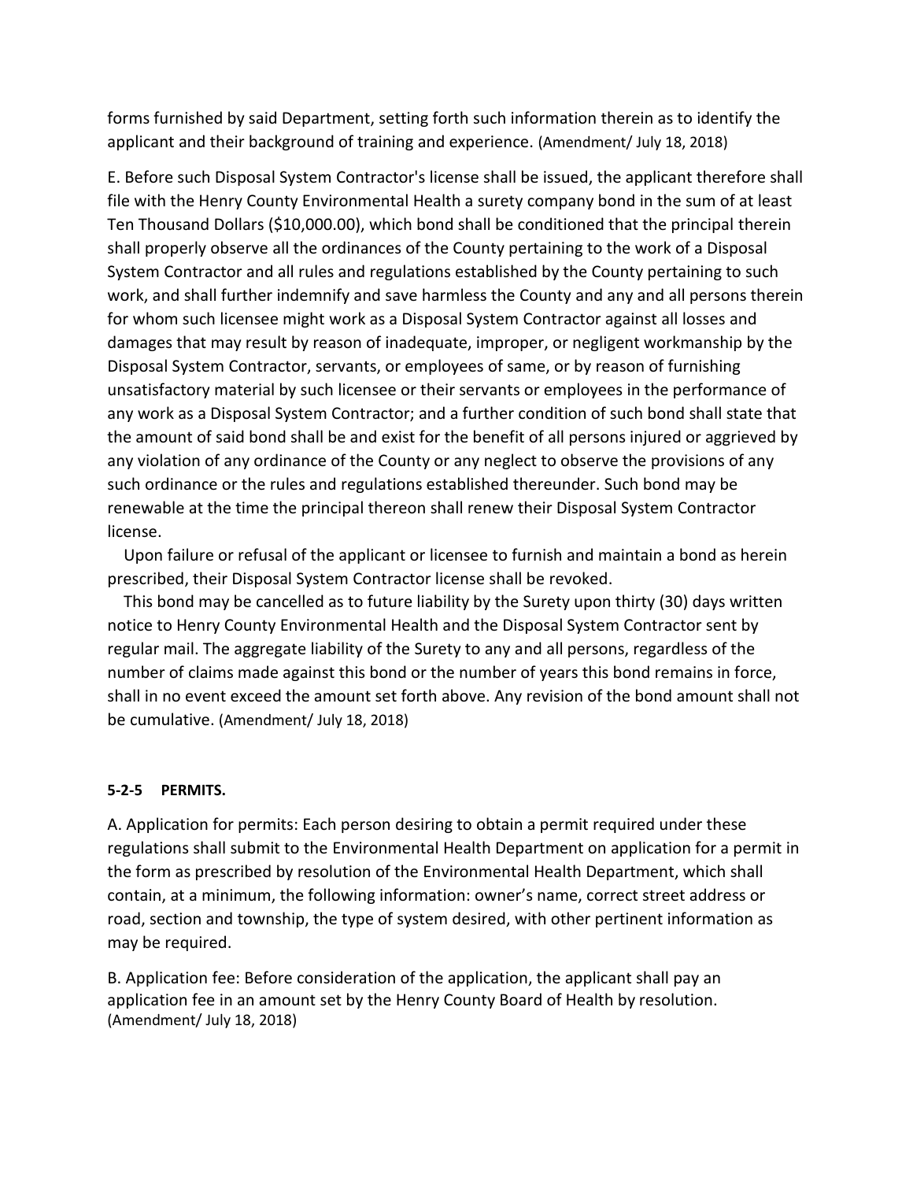forms furnished by said Department, setting forth such information therein as to identify the applicant and their background of training and experience. (Amendment/ July 18, 2018)

E. Before such Disposal System Contractor's license shall be issued, the applicant therefore shall file with the Henry County Environmental Health a surety company bond in the sum of at least Ten Thousand Dollars ($10,000.00), which bond shall be conditioned that the principal therein shall properly observe all the ordinances of the County pertaining to the work of a Disposal System Contractor and all rules and regulations established by the County pertaining to such work, and shall further indemnify and save harmless the County and any and all persons therein for whom such licensee might work as a Disposal System Contractor against all losses and damages that may result by reason of inadequate, improper, or negligent workmanship by the Disposal System Contractor, servants, or employees of same, or by reason of furnishing unsatisfactory material by such licensee or their servants or employees in the performance of any work as a Disposal System Contractor; and a further condition of such bond shall state that the amount of said bond shall be and exist for the benefit of all persons injured or aggrieved by any violation of any ordinance of the County or any neglect to observe the provisions of any such ordinance or the rules and regulations established thereunder. Such bond may be renewable at the time the principal thereon shall renew their Disposal System Contractor license.

Upon failure or refusal of the applicant or licensee to furnish and maintain a bond as herein prescribed, their Disposal System Contractor license shall be revoked.

This bond may be cancelled as to future liability by the Surety upon thirty (30) days written notice to Henry County Environmental Health and the Disposal System Contractor sent by regular mail. The aggregate liability of the Surety to any and all persons, regardless of the number of claims made against this bond or the number of years this bond remains in force, shall in no event exceed the amount set forth above. Any revision of the bond amount shall not be cumulative. (Amendment/ July 18, 2018)

**5-2-5 PERMITS.**

A. Application for permits: Each person desiring to obtain a permit required under these regulations shall submit to the Environmental Health Department on application for a permit in the form as prescribed by resolution of the Environmental Health Department, which shall contain, at a minimum, the following information: owner's name, correct street address or road, section and township, the type of system desired, with other pertinent information as may be required.

B. Application fee: Before consideration of the application, the applicant shall pay an application fee in an amount set by the Henry County Board of Health by resolution. (Amendment/ July 18, 2018)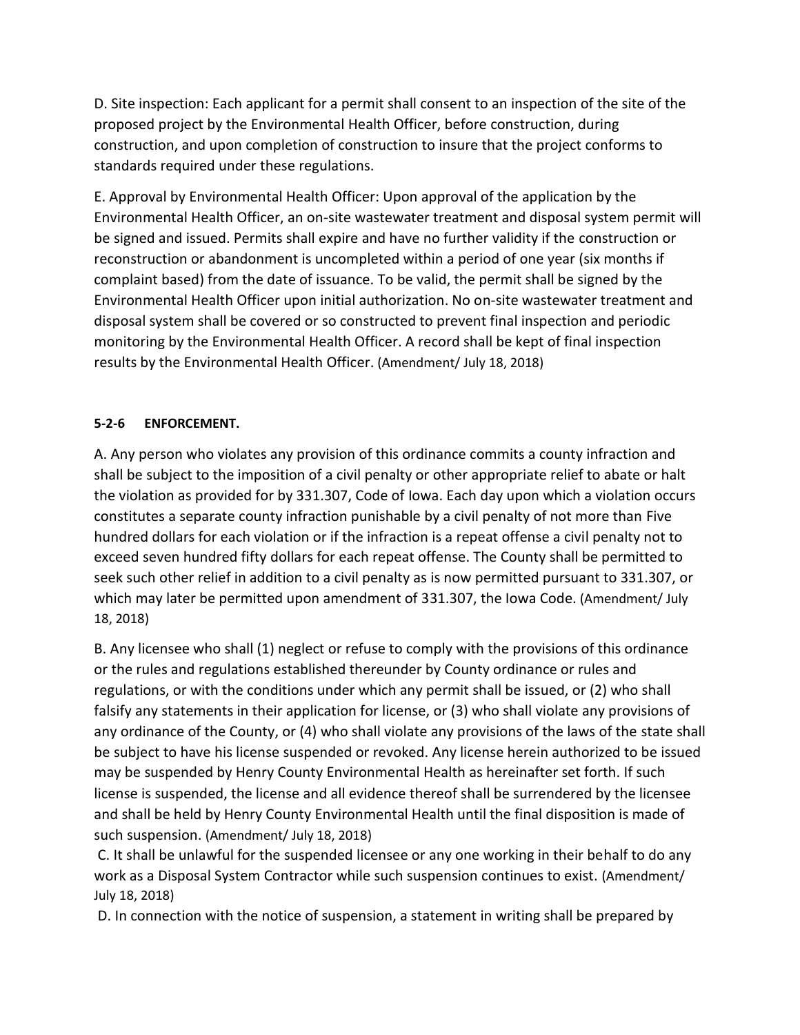D. Site inspection: Each applicant for a permit shall consent to an inspection of the site of the proposed project by the Environmental Health Officer, before construction, during construction, and upon completion of construction to insure that the project conforms to standards required under these regulations.

E. Approval by Environmental Health Officer: Upon approval of the application by the Environmental Health Officer, an on-site wastewater treatment and disposal system permit will be signed and issued. Permits shall expire and have no further validity if the construction or reconstruction or abandonment is uncompleted within a period of one year (six months if complaint based) from the date of issuance. To be valid, the permit shall be signed by the Environmental Health Officer upon initial authorization. No on-site wastewater treatment and disposal system shall be covered or so constructed to prevent final inspection and periodic monitoring by the Environmental Health Officer. A record shall be kept of final inspection results by the Environmental Health Officer. (Amendment/ July 18, 2018)

#### 5-2-6 ENFORCEMENT.

A. Any person who violates any provision of this ordinance commits a county infraction and shall be subject to the imposition of a civil penalty or other appropriate relief to abate or halt the violation as provided for by 331.307, Code of Iowa. Each day upon which a violation occurs constitutes a separate county infraction punishable by a civil penalty of not more than Five hundred dollars for each violation or if the infraction is a repeat offense a civil penalty not to exceed seven hundred fifty dollars for each repeat offense. The County shall be permitted to seek such other relief in addition to a civil penalty as is now permitted pursuant to 331.307, or which may later be permitted upon amendment of 331.307, the Iowa Code. (Amendment/ July 18, 2018)

B. Any licensee who shall (1) neglect or refuse to comply with the provisions of this ordinance or the rules and regulations established thereunder by County ordinance or rules and regulations, or with the conditions under which any permit shall be issued, or (2) who shall falsify any statements in their application for license, or (3) who shall violate any provisions of any ordinance of the County, or (4) who shall violate any provisions of the laws of the state shall be subject to have his license suspended or revoked. Any license herein authorized to be issued may be suspended by Henry County Environmental Health as hereinafter set forth. If such license is suspended, the license and all evidence thereof shall be surrendered by the licensee and shall be held by Henry County Environmental Health until the final disposition is made of such suspension. (Amendment/ July 18, 2018)

C. It shall be unlawful for the suspended licensee or any one working in their behalf to do any work as a Disposal System Contractor while such suspension continues to exist. (Amendment/ July 18, 2018)

D. In connection with the notice of suspension, a statement in writing shall be prepared by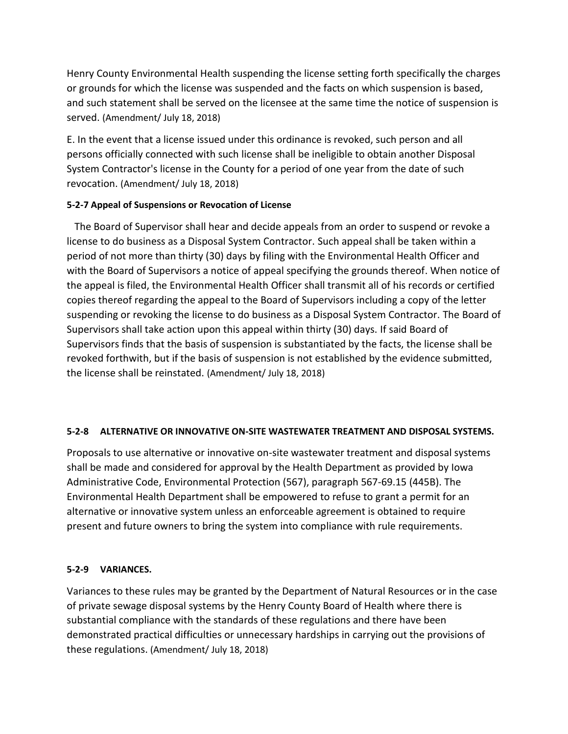Henry County Environmental Health suspending the license setting forth specifically the charges or grounds for which the license was suspended and the facts on which suspension is based, and such statement shall be served on the licensee at the same time the notice of suspension is served. (Amendment/ July 18, 2018)

E. In the event that a license issued under this ordinance is revoked, such person and all persons officially connected with such license shall be ineligible to obtain another Disposal System Contractor's license in the County for a period of one year from the date of such revocation. (Amendment/ July 18, 2018)

**5-2-7 Appeal of Suspensions or Revocation of License**

The Board of Supervisor shall hear and decide appeals from an order to suspend or revoke a license to do business as a Disposal System Contractor. Such appeal shall be taken within a period of not more than thirty (30) days by filing with the Environmental Health Officer and with the Board of Supervisors a notice of appeal specifying the grounds thereof. When notice of the appeal is filed, the Environmental Health Officer shall transmit all of his records or certified copies thereof regarding the appeal to the Board of Supervisors including a copy of the letter suspending or revoking the license to do business as a Disposal System Contractor. The Board of Supervisors shall take action upon this appeal within thirty (30) days. If said Board of Supervisors finds that the basis of suspension is substantiated by the facts, the license shall be revoked forthwith, but if the basis of suspension is not established by the evidence submitted, the license shall be reinstated. (Amendment/ July 18, 2018)

**5-2-8 ALTERNATIVE OR INNOVATIVE ON-SITE WASTEWATER TREATMENT AND DISPOSAL SYSTEMS.**

Proposals to use alternative or innovative on-site wastewater treatment and disposal systems shall be made and considered for approval by the Health Department as provided by Iowa Administrative Code, Environmental Protection (567), paragraph 567-69.15 (445B). The Environmental Health Department shall be empowered to refuse to grant a permit for an alternative or innovative system unless an enforceable agreement is obtained to require present and future owners to bring the system into compliance with rule requirements.

**5-2-9 VARIANCES.**

Variances to these rules may be granted by the Department of Natural Resources or in the case of private sewage disposal systems by the Henry County Board of Health where there is substantial compliance with the standards of these regulations and there have been demonstrated practical difficulties or unnecessary hardships in carrying out the provisions of these regulations. (Amendment/ July 18, 2018)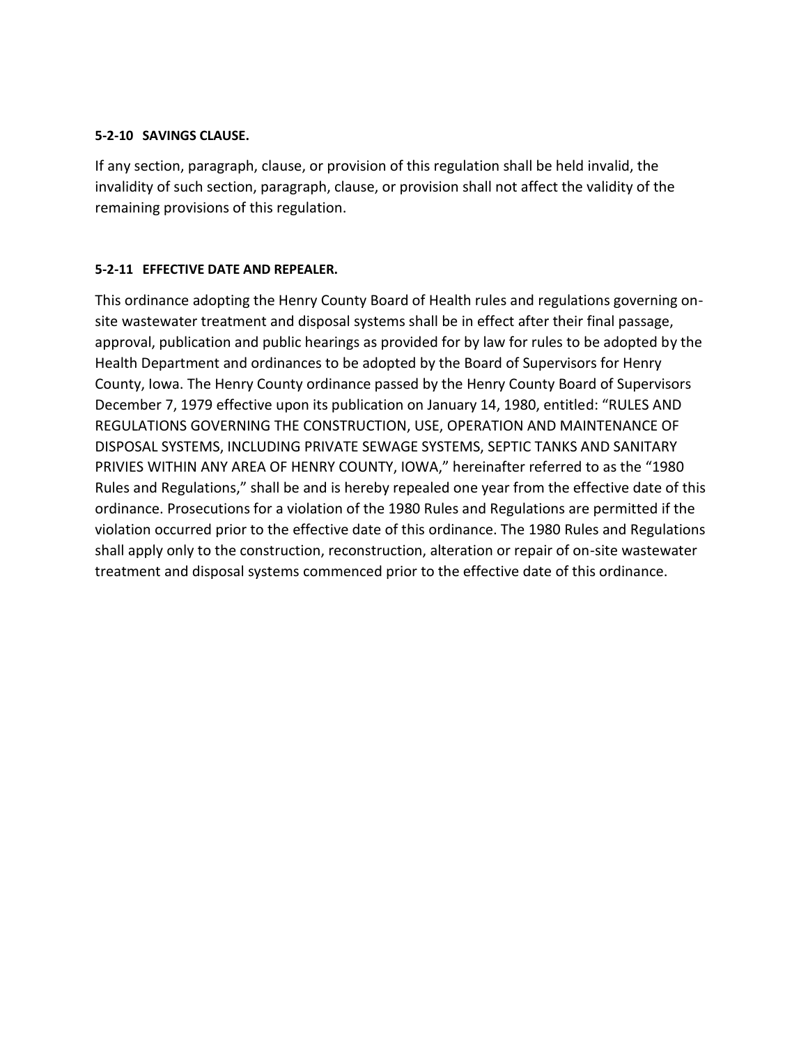**5-2-10 SAVINGS CLAUSE.**

If any section, paragraph, clause, or provision of this regulation shall be held invalid, the invalidity of such section, paragraph, clause, or provision shall not affect the validity of the remaining provisions of this regulation.

**5-2-11 EFFECTIVE DATE AND REPEALER.**

This ordinance adopting the Henry County Board of Health rules and regulations governing on-site wastewater treatment and disposal systems shall be in effect after their final passage, approval, publication and public hearings as provided for by law for rules to be adopted by the Health Department and ordinances to be adopted by the Board of Supervisors for Henry County, Iowa. The Henry County ordinance passed by the Henry County Board of Supervisors December 7, 1979 effective upon its publication on January 14, 1980, entitled: "RULES AND REGULATIONS GOVERNING THE CONSTRUCTION, USE, OPERATION AND MAINTENANCE OF DISPOSAL SYSTEMS, INCLUDING PRIVATE SEWAGE SYSTEMS, SEPTIC TANKS AND SANITARY PRIVIES WITHIN ANY AREA OF HENRY COUNTY, IOWA," hereinafter referred to as the "1980 Rules and Regulations," shall be and is hereby repealed one year from the effective date of this ordinance. Prosecutions for a violation of the 1980 Rules and Regulations are permitted if the violation occurred prior to the effective date of this ordinance. The 1980 Rules and Regulations shall apply only to the construction, reconstruction, alteration or repair of on-site wastewater treatment and disposal systems commenced prior to the effective date of this ordinance.